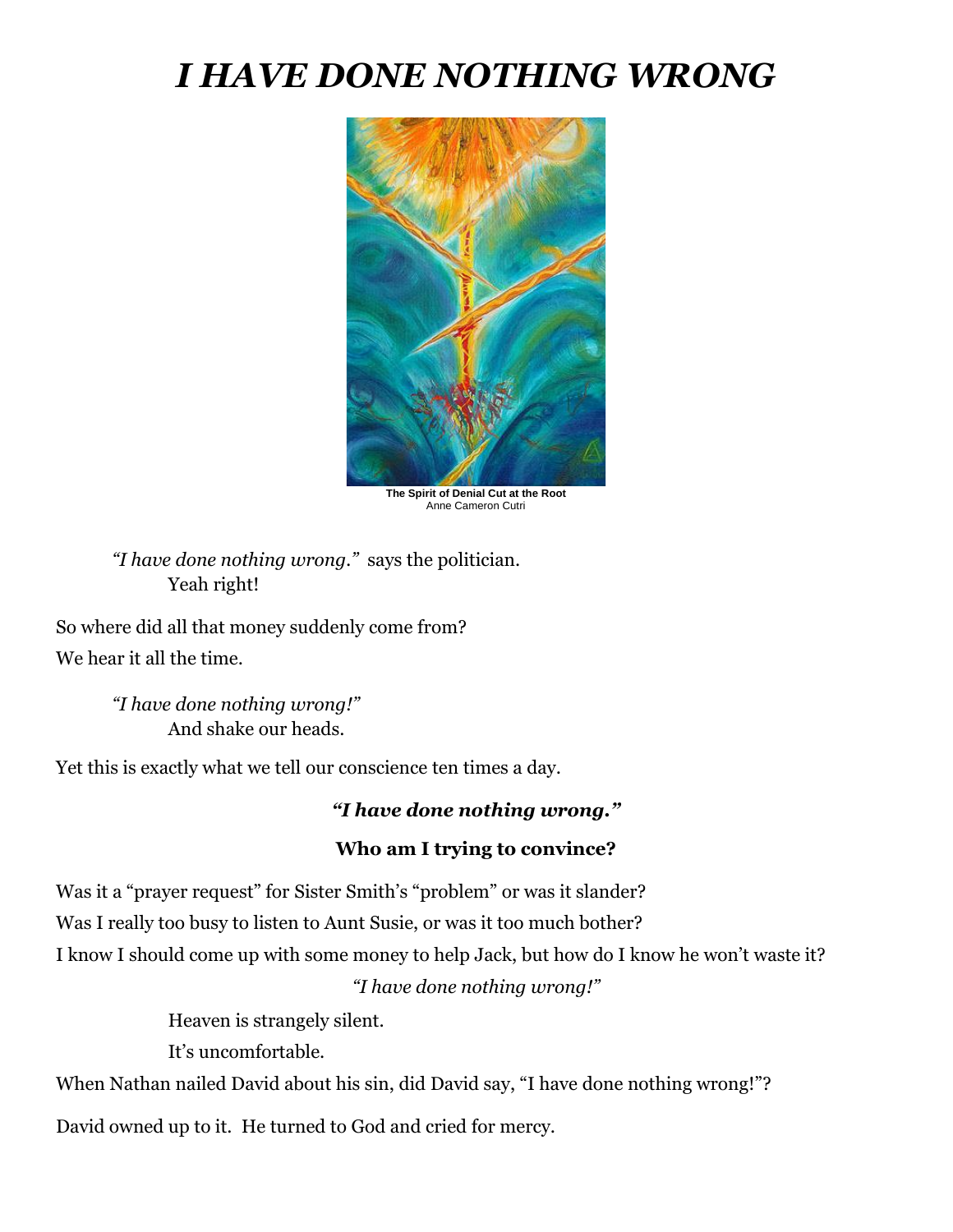# *I HAVE DONE NOTHING WRONG*

**The Spirit of Denial Cut at the Root**
Anne Cameron Cutri

*"I have done nothing wrong."* says the politician.
Yeah right!

So where did all that money suddenly come from?

We hear it all the time.

*"I have done nothing wrong!"*
And shake our heads.

Yet this is exactly what we tell our conscience ten times a day.

***"I have done nothing wrong."***

**Who am I trying to convince?**

Was it a "prayer request" for Sister Smith's "problem" or was it slander?

Was I really too busy to listen to Aunt Susie, or was it too much bother?

I know I should come up with some money to help Jack, but how do I know he won't waste it?

*"I have done nothing wrong!"*

Heaven is strangely silent.

It's uncomfortable.

When Nathan nailed David about his sin, did David say, "I have done nothing wrong!"?

David owned up to it. He turned to God and cried for mercy.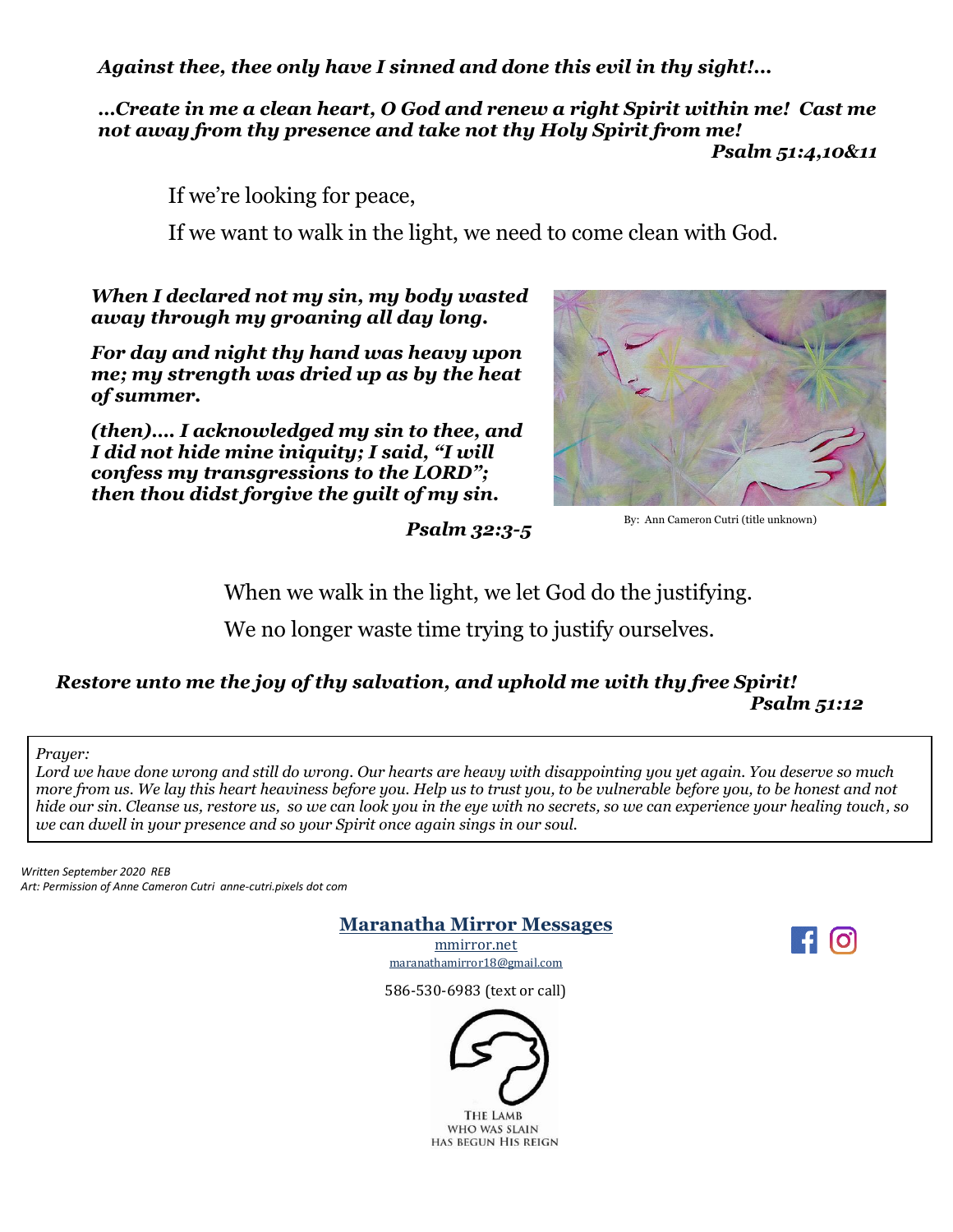***Against thee, thee only have I sinned and done this evil in thy sight!...***

***...Create in me a clean heart, O God and renew a right Spirit within me! Cast me not away from thy presence and take not thy Holy Spirit from me!***

***Psalm 51:4,10&11***

If we're looking for peace,

If we want to walk in the light, we need to come clean with God.

***When I declared not my sin, my body wasted away through my groaning all day long.***

***For day and night thy hand was heavy upon me; my strength was dried up as by the heat of summer.***

***(then).... I acknowledged my sin to thee, and I did not hide mine iniquity; I said, "I will confess my transgressions to the LORD"; then thou didst forgive the guilt of my sin.***

***Psalm 32:3-5***

By: Ann Cameron Cutri (title unknown)

When we walk in the light, we let God do the justifying.

We no longer waste time trying to justify ourselves.

***Restore unto me the joy of thy salvation, and uphold me with thy free Spirit!***

***Psalm 51:12***

*Prayer:*

*Lord we have done wrong and still do wrong. Our hearts are heavy with disappointing you yet again. You deserve so much more from us. We lay this heart heaviness before you. Help us to trust you, to be vulnerable before you, to be honest and not hide our sin. Cleanse us, restore us, so we can look you in the eye with no secrets, so we can experience your healing touch, so we can dwell in your presence and so your Spirit once again sings in our soul.*

*Written September 2020 REB*
*Art: Permission of Anne Cameron Cutri anne-cutri.pixels dot com*

**Maranatha Mirror Messages**
mmirror.net
maranathamirror18@gmail.com

586-530-6983 (text or call)

THE LAMB
WHO WAS SLAIN
HAS BEGUN HIS REIGN